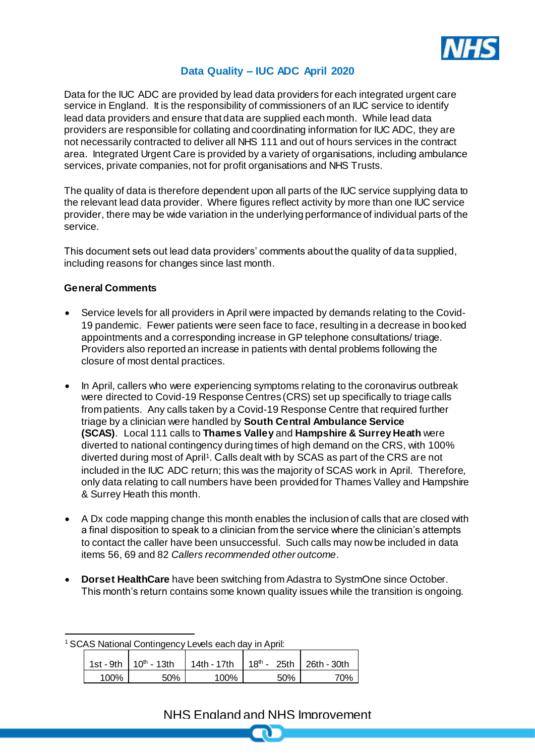# Data Quality – IUC ADC April 2020

Data for the IUC ADC are provided by lead data providers for each integrated urgent care service in England. It is the responsibility of commissioners of an IUC service to identify lead data providers and ensure that data are supplied each month. While lead data providers are responsible for collating and coordinating information for IUC ADC, they are not necessarily contracted to deliver all NHS 111 and out of hours services in the contract area. Integrated Urgent Care is provided by a variety of organisations, including ambulance services, private companies, not for profit organisations and NHS Trusts.

The quality of data is therefore dependent upon all parts of the IUC service supplying data to the relevant lead data provider. Where figures reflect activity by more than one IUC service provider, there may be wide variation in the underlying performance of individual parts of the service.

This document sets out lead data providers' comments about the quality of data supplied, including reasons for changes since last month.

**General Comments**

- Service levels for all providers in April were impacted by demands relating to the Covid-19 pandemic. Fewer patients were seen face to face, resulting in a decrease in booked appointments and a corresponding increase in GP telephone consultations/ triage. Providers also reported an increase in patients with dental problems following the closure of most dental practices.

- In April, callers who were experiencing symptoms relating to the coronavirus outbreak were directed to Covid-19 Response Centres (CRS) set up specifically to triage calls from patients. Any calls taken by a Covid-19 Response Centre that required further triage by a clinician were handled by **South Central Ambulance Service (SCAS)**. Local 111 calls to **Thames Valley** and **Hampshire & Surrey Heath** were diverted to national contingency during times of high demand on the CRS, with 100% diverted during most of April[1]. Calls dealt with by SCAS as part of the CRS are not included in the IUC ADC return; this was the majority of SCAS work in April. Therefore, only data relating to call numbers have been provided for Thames Valley and Hampshire & Surrey Heath this month.

- A Dx code mapping change this month enables the inclusion of calls that are closed with a final disposition to speak to a clinician from the service where the clinician's attempts to contact the caller have been unsuccessful. Such calls may now be included in data items 56, 69 and 82 *Callers recommended other outcome*.

- **Dorset HealthCare** have been switching from Adastra to SystmOne since October. This month's return contains some known quality issues while the transition is ongoing.

---

[1] SCAS National Contingency Levels each day in April:

| 1st - 9th | 10th - 13th | 14th - 17th | 18th - 25th | 26th - 30th |
|---|---|---|---|---|
| 100% | 50% | 100% | 50% | 70% |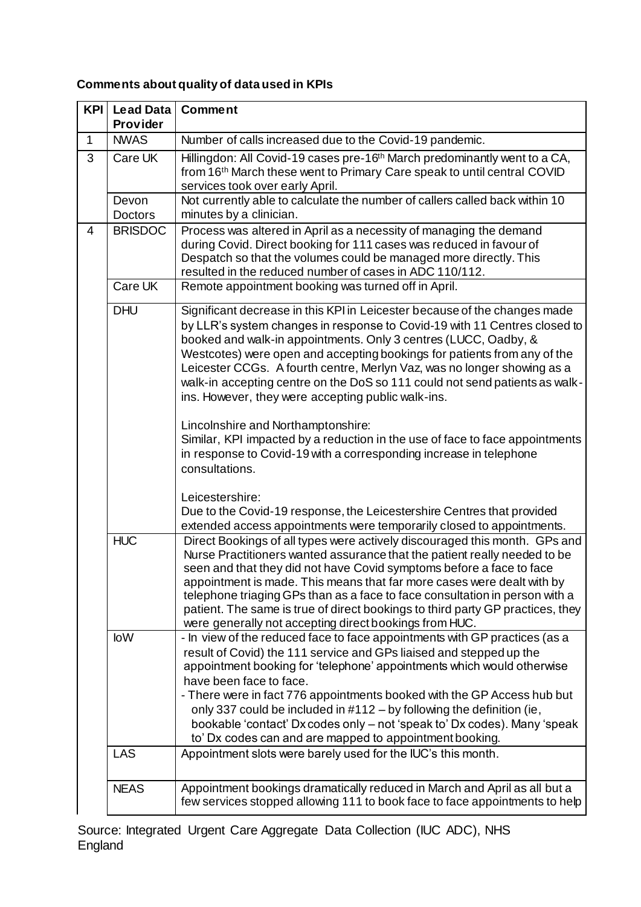**Comments about quality of data used in KPIs**

| KPI | Lead Data Provider | Comment |
|---|---|---|
| 1 | NWAS | Number of calls increased due to the Covid-19 pandemic. |
| 3 | Care UK | Hillingdon: All Covid-19 cases pre-16th March predominantly went to a CA, from 16th March these went to Primary Care speak to until central COVID services took over early April. |
| | Devon Doctors | Not currently able to calculate the number of callers called back within 10 minutes by a clinician. |
| 4 | BRISDOC | Process was altered in April as a necessity of managing the demand during Covid. Direct booking for 111 cases was reduced in favour of Despatch so that the volumes could be managed more directly. This resulted in the reduced number of cases in ADC 110/112. |
| | Care UK | Remote appointment booking was turned off in April. |
| | DHU | Significant decrease in this KPI in Leicester because of the changes made by LLR's system changes in response to Covid-19 with 11 Centres closed to booked and walk-in appointments. Only 3 centres (LUCC, Oadby, & Westcotes) were open and accepting bookings for patients from any of the Leicester CCGs. A fourth centre, Merlyn Vaz, was no longer showing as a walk-in accepting centre on the DoS so 111 could not send patients as walk-ins. However, they were accepting public walk-ins.<br><br>Lincolnshire and Northamptonshire:<br>Similar, KPI impacted by a reduction in the use of face to face appointments in response to Covid-19 with a corresponding increase in telephone consultations.<br><br>Leicestershire:<br>Due to the Covid-19 response, the Leicestershire Centres that provided extended access appointments were temporarily closed to appointments. |
| | HUC | Direct Bookings of all types were actively discouraged this month. GPs and Nurse Practitioners wanted assurance that the patient really needed to be seen and that they did not have Covid symptoms before a face to face appointment is made. This means that far more cases were dealt with by telephone triaging GPs than as a face to face consultation in person with a patient. The same is true of direct bookings to third party GP practices, they were generally not accepting direct bookings from HUC. |
| | IoW | - In view of the reduced face to face appointments with GP practices (as a result of Covid) the 111 service and GPs liaised and stepped up the appointment booking for 'telephone' appointments which would otherwise have been face to face.<br>- There were in fact 776 appointments booked with the GP Access hub but only 337 could be included in #112 – by following the definition (ie, bookable 'contact' Dx codes only – not 'speak to' Dx codes). Many 'speak to' Dx codes can and are mapped to appointment booking. |
| | LAS | Appointment slots were barely used for the IUC's this month. |
| | NEAS | Appointment bookings dramatically reduced in March and April as all but a few services stopped allowing 111 to book face to face appointments to help |

Source: Integrated Urgent Care Aggregate Data Collection (IUC ADC), NHS England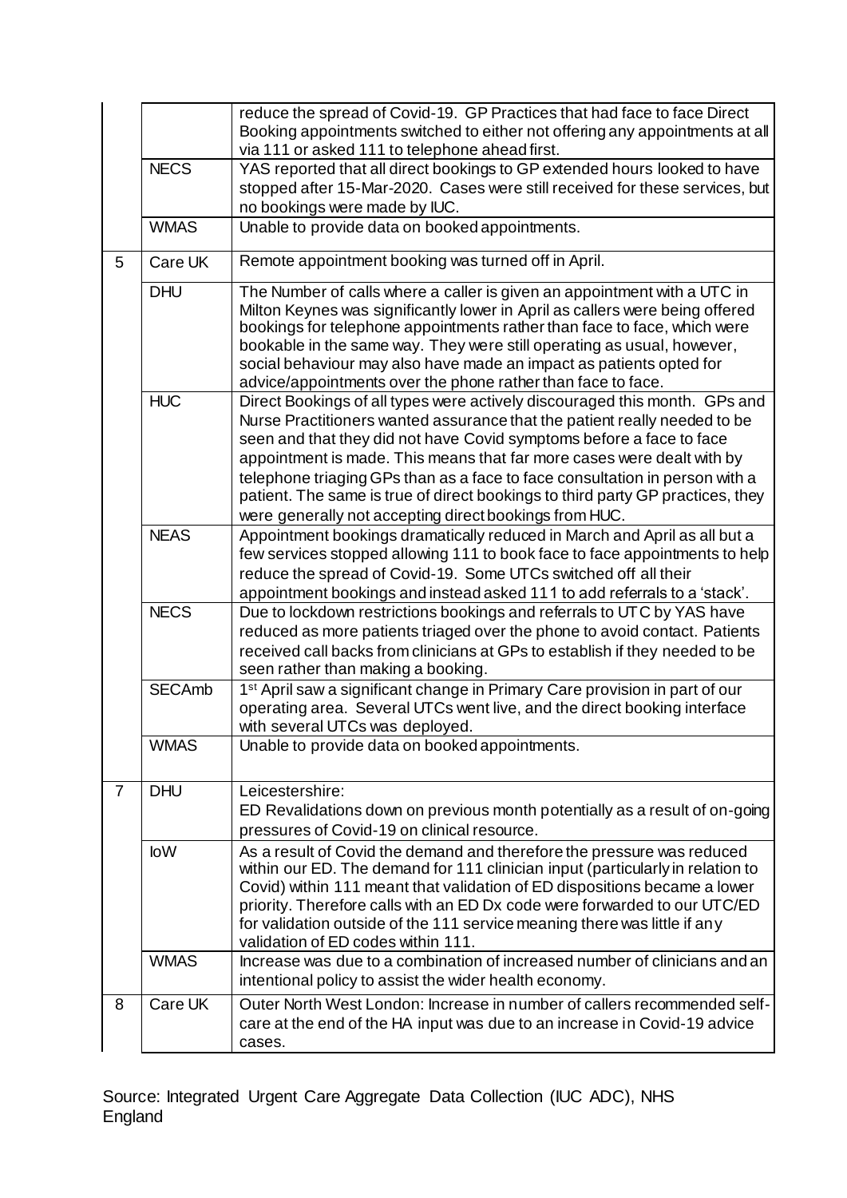| | | |
|---|---|---|
| | | reduce the spread of Covid-19. GP Practices that had face to face Direct Booking appointments switched to either not offering any appointments at all via 111 or asked 111 to telephone ahead first. |
| | NECS | YAS reported that all direct bookings to GP extended hours looked to have stopped after 15-Mar-2020. Cases were still received for these services, but no bookings were made by IUC. |
| | WMAS | Unable to provide data on booked appointments. |
| 5 | Care UK | Remote appointment booking was turned off in April. |
| | DHU | The Number of calls where a caller is given an appointment with a UTC in Milton Keynes was significantly lower in April as callers were being offered bookings for telephone appointments rather than face to face, which were bookable in the same way. They were still operating as usual, however, social behaviour may also have made an impact as patients opted for advice/appointments over the phone rather than face to face. |
| | HUC | Direct Bookings of all types were actively discouraged this month. GPs and Nurse Practitioners wanted assurance that the patient really needed to be seen and that they did not have Covid symptoms before a face to face appointment is made. This means that far more cases were dealt with by telephone triaging GPs than as a face to face consultation in person with a patient. The same is true of direct bookings to third party GP practices, they were generally not accepting direct bookings from HUC. |
| | NEAS | Appointment bookings dramatically reduced in March and April as all but a few services stopped allowing 111 to book face to face appointments to help reduce the spread of Covid-19. Some UTCs switched off all their appointment bookings and instead asked 111 to add referrals to a 'stack'. |
| | NECS | Due to lockdown restrictions bookings and referrals to UTC by YAS have reduced as more patients triaged over the phone to avoid contact. Patients received call backs from clinicians at GPs to establish if they needed to be seen rather than making a booking. |
| | SECAmb | 1st April saw a significant change in Primary Care provision in part of our operating area. Several UTCs went live, and the direct booking interface with several UTCs was deployed. |
| | WMAS | Unable to provide data on booked appointments. |
| 7 | DHU | Leicestershire:<br>ED Revalidations down on previous month potentially as a result of on-going pressures of Covid-19 on clinical resource. |
| | IoW | As a result of Covid the demand and therefore the pressure was reduced within our ED. The demand for 111 clinician input (particularly in relation to Covid) within 111 meant that validation of ED dispositions became a lower priority. Therefore calls with an ED Dx code were forwarded to our UTC/ED for validation outside of the 111 service meaning there was little if any validation of ED codes within 111. |
| | WMAS | Increase was due to a combination of increased number of clinicians and an intentional policy to assist the wider health economy. |
| 8 | Care UK | Outer North West London: Increase in number of callers recommended self-care at the end of the HA input was due to an increase in Covid-19 advice cases. |

Source: Integrated Urgent Care Aggregate Data Collection (IUC ADC), NHS England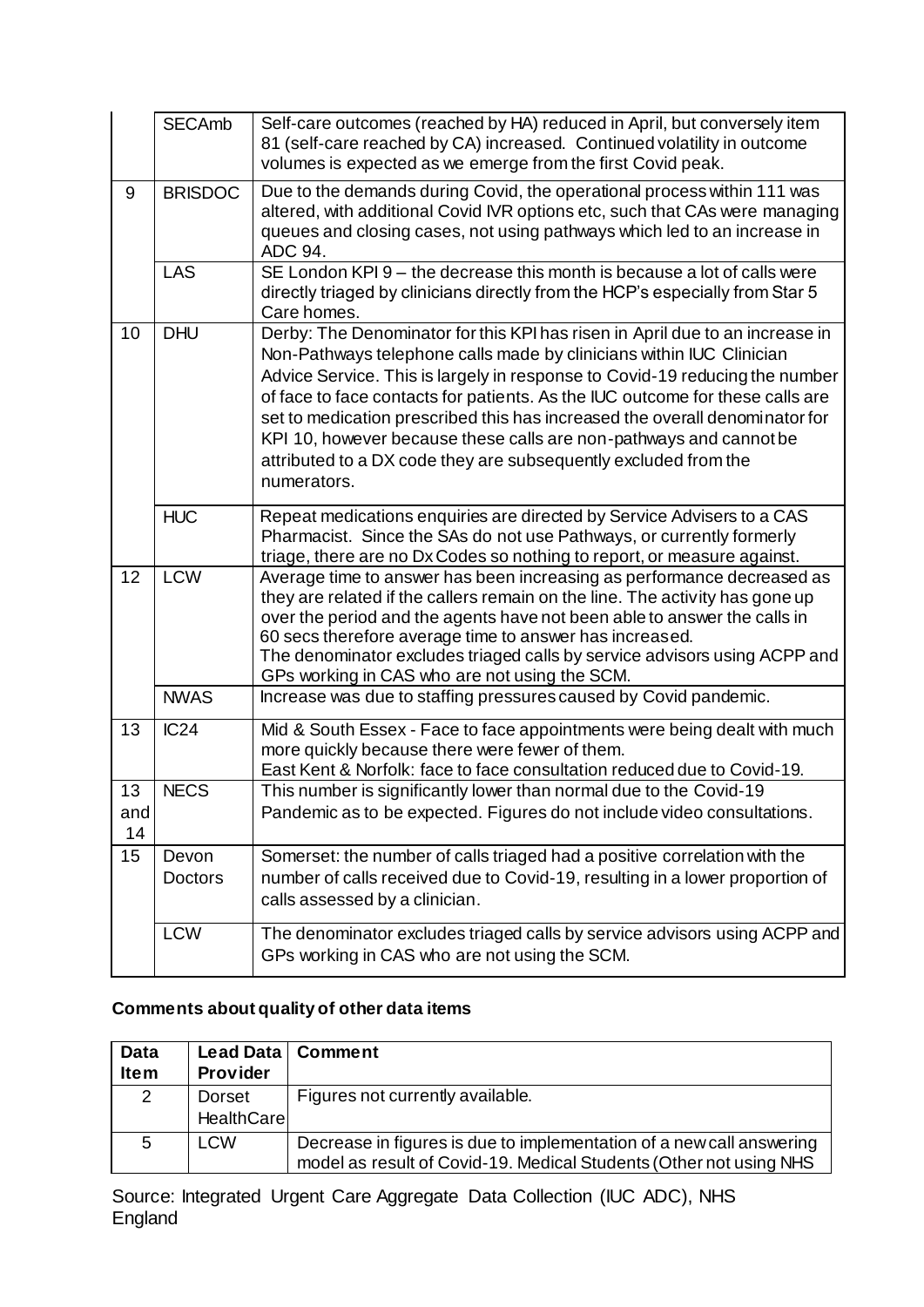| | | |
|---|---|---|
| | SECAmb | Self-care outcomes (reached by HA) reduced in April, but conversely item 81 (self-care reached by CA) increased. Continued volatility in outcome volumes is expected as we emerge from the first Covid peak. |
| 9 | BRISDOC | Due to the demands during Covid, the operational process within 111 was altered, with additional Covid IVR options etc, such that CAs were managing queues and closing cases, not using pathways which led to an increase in ADC 94. |
| | LAS | SE London KPI 9 – the decrease this month is because a lot of calls were directly triaged by clinicians directly from the HCP's especially from Star 5 Care homes. |
| 10 | DHU | Derby: The Denominator for this KPI has risen in April due to an increase in Non-Pathways telephone calls made by clinicians within IUC Clinician Advice Service. This is largely in response to Covid-19 reducing the number of face to face contacts for patients. As the IUC outcome for these calls are set to medication prescribed this has increased the overall denominator for KPI 10, however because these calls are non-pathways and cannot be attributed to a DX code they are subsequently excluded from the numerators. |
| | HUC | Repeat medications enquiries are directed by Service Advisers to a CAS Pharmacist. Since the SAs do not use Pathways, or currently formerly triage, there are no Dx Codes so nothing to report, or measure against. |
| 12 | LCW | Average time to answer has been increasing as performance decreased as they are related if the callers remain on the line. The activity has gone up over the period and the agents have not been able to answer the calls in 60 secs therefore average time to answer has increased. The denominator excludes triaged calls by service advisors using ACPP and GPs working in CAS who are not using the SCM. |
| | NWAS | Increase was due to staffing pressures caused by Covid pandemic. |
| 13 | IC24 | Mid & South Essex - Face to face appointments were being dealt with much more quickly because there were fewer of them. East Kent & Norfolk: face to face consultation reduced due to Covid-19. |
| 13 and 14 | NECS | This number is significantly lower than normal due to the Covid-19 Pandemic as to be expected. Figures do not include video consultations. |
| 15 | Devon Doctors | Somerset: the number of calls triaged had a positive correlation with the number of calls received due to Covid-19, resulting in a lower proportion of calls assessed by a clinician. |
| | LCW | The denominator excludes triaged calls by service advisors using ACPP and GPs working in CAS who are not using the SCM. |

**Comments about quality of other data items**

| Data Item | Lead Data Provider | Comment |
|---|---|---|
| 2 | Dorset HealthCare | Figures not currently available. |
| 5 | LCW | Decrease in figures is due to implementation of a new call answering model as result of Covid-19. Medical Students (Other not using NHS |

Source: Integrated Urgent Care Aggregate Data Collection (IUC ADC), NHS England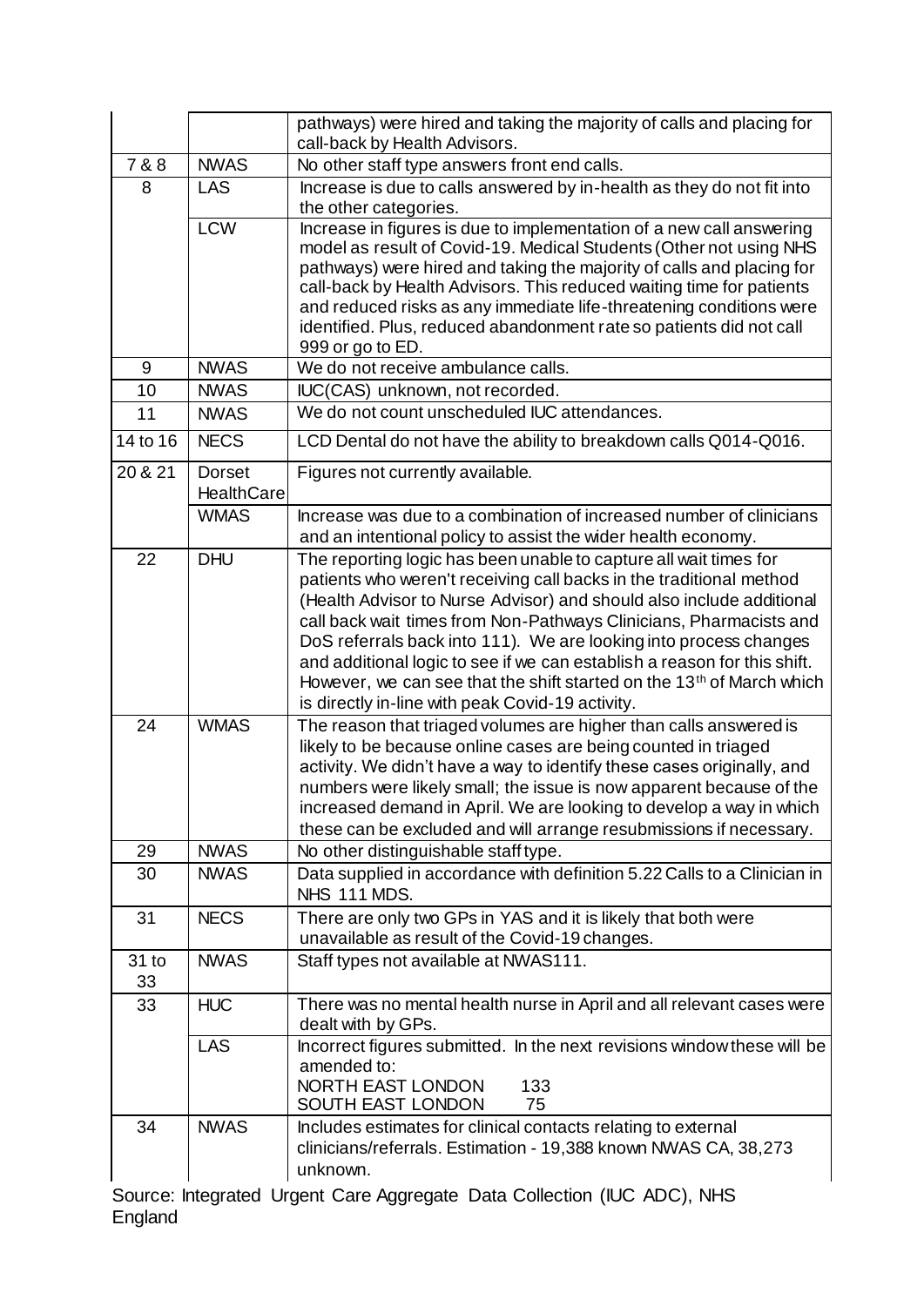| | | |
|---|---|---|
| | | pathways) were hired and taking the majority of calls and placing for call-back by Health Advisors. |
| 7 & 8 | NWAS | No other staff type answers front end calls. |
| 8 | LAS | Increase is due to calls answered by in-health as they do not fit into the other categories. |
| | LCW | Increase in figures is due to implementation of a new call answering model as result of Covid-19. Medical Students (Other not using NHS pathways) were hired and taking the majority of calls and placing for call-back by Health Advisors. This reduced waiting time for patients and reduced risks as any immediate life-threatening conditions were identified. Plus, reduced abandonment rate so patients did not call 999 or go to ED. |
| 9 | NWAS | We do not receive ambulance calls. |
| 10 | NWAS | IUC(CAS) unknown, not recorded. |
| 11 | NWAS | We do not count unscheduled IUC attendances. |
| 14 to 16 | NECS | LCD Dental do not have the ability to breakdown calls Q014-Q016. |
| 20 & 21 | Dorset HealthCare | Figures not currently available. |
| | WMAS | Increase was due to a combination of increased number of clinicians and an intentional policy to assist the wider health economy. |
| 22 | DHU | The reporting logic has been unable to capture all wait times for patients who weren't receiving call backs in the traditional method (Health Advisor to Nurse Advisor) and should also include additional call back wait times from Non-Pathways Clinicians, Pharmacists and DoS referrals back into 111). We are looking into process changes and additional logic to see if we can establish a reason for this shift. However, we can see that the shift started on the 13th of March which is directly in-line with peak Covid-19 activity. |
| 24 | WMAS | The reason that triaged volumes are higher than calls answered is likely to be because online cases are being counted in triaged activity. We didn't have a way to identify these cases originally, and numbers were likely small; the issue is now apparent because of the increased demand in April. We are looking to develop a way in which these can be excluded and will arrange resubmissions if necessary. |
| 29 | NWAS | No other distinguishable staff type. |
| 30 | NWAS | Data supplied in accordance with definition 5.22 Calls to a Clinician in NHS 111 MDS. |
| 31 | NECS | There are only two GPs in YAS and it is likely that both were unavailable as result of the Covid-19 changes. |
| 31 to 33 | NWAS | Staff types not available at NWAS111. |
| 33 | HUC | There was no mental health nurse in April and all relevant cases were dealt with by GPs. |
| | LAS | Incorrect figures submitted. In the next revisions window these will be amended to:<br>NORTH EAST LONDON 133<br>SOUTH EAST LONDON 75 |
| 34 | NWAS | Includes estimates for clinical contacts relating to external clinicians/referrals. Estimation - 19,388 known NWAS CA, 38,273 unknown. |

Source: Integrated Urgent Care Aggregate Data Collection (IUC ADC), NHS England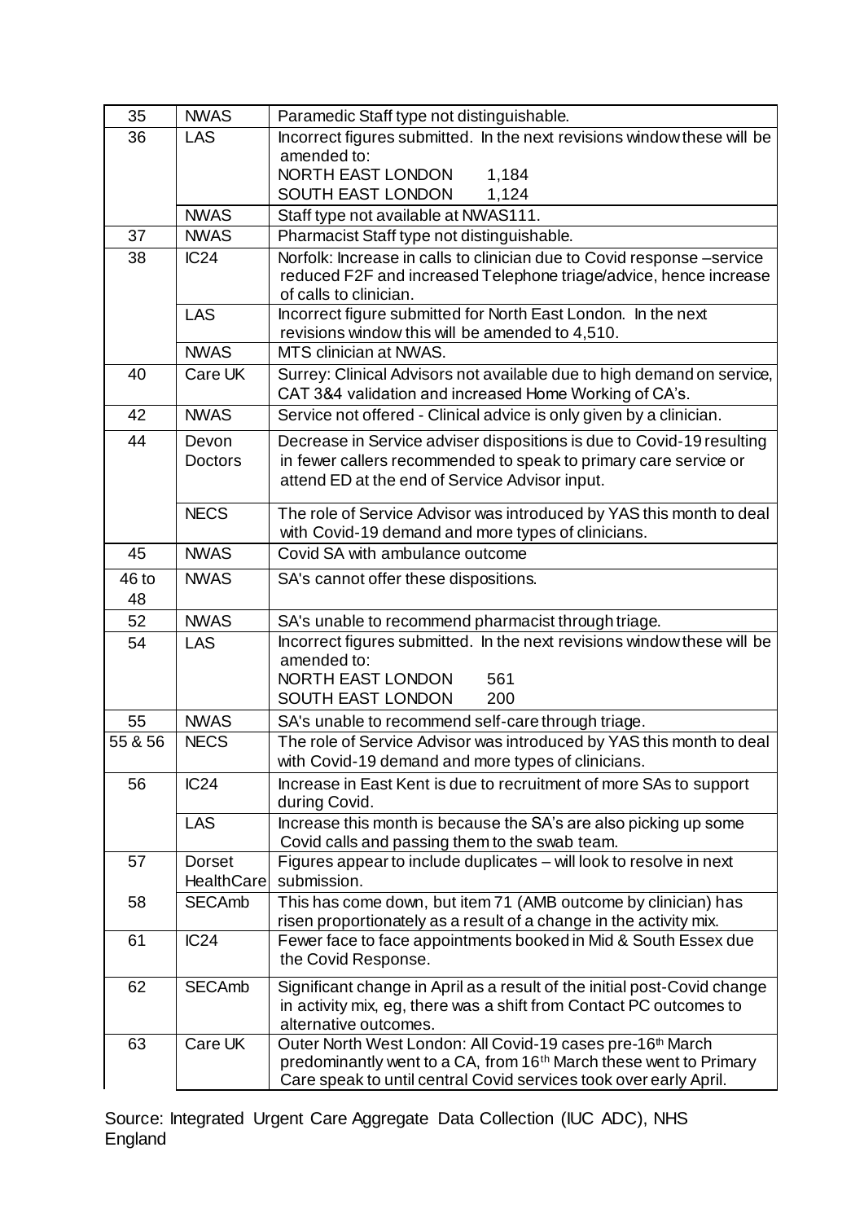| 35 | NWAS | Paramedic Staff type not distinguishable. |
|---|---|---|
| 36 | LAS | Incorrect figures submitted. In the next revisions window these will be amended to:<br>NORTH EAST LONDON 1,184<br>SOUTH EAST LONDON 1,124 |
| | NWAS | Staff type not available at NWAS111. |
| 37 | NWAS | Pharmacist Staff type not distinguishable. |
| 38 | IC24 | Norfolk: Increase in calls to clinician due to Covid response –service reduced F2F and increased Telephone triage/advice, hence increase of calls to clinician. |
| | LAS | Incorrect figure submitted for North East London. In the next revisions window this will be amended to 4,510. |
| | NWAS | MTS clinician at NWAS. |
| 40 | Care UK | Surrey: Clinical Advisors not available due to high demand on service, CAT 3&4 validation and increased Home Working of CA's. |
| 42 | NWAS | Service not offered - Clinical advice is only given by a clinician. |
| 44 | Devon Doctors | Decrease in Service adviser dispositions is due to Covid-19 resulting in fewer callers recommended to speak to primary care service or attend ED at the end of Service Advisor input. |
| | NECS | The role of Service Advisor was introduced by YAS this month to deal with Covid-19 demand and more types of clinicians. |
| 45 | NWAS | Covid SA with ambulance outcome |
| 46 to 48 | NWAS | SA's cannot offer these dispositions. |
| 52 | NWAS | SA's unable to recommend pharmacist through triage. |
| 54 | LAS | Incorrect figures submitted. In the next revisions window these will be amended to:<br>NORTH EAST LONDON 561<br>SOUTH EAST LONDON 200 |
| 55 | NWAS | SA's unable to recommend self-care through triage. |
| 55 & 56 | NECS | The role of Service Advisor was introduced by YAS this month to deal with Covid-19 demand and more types of clinicians. |
| 56 | IC24 | Increase in East Kent is due to recruitment of more SAs to support during Covid. |
| | LAS | Increase this month is because the SA's are also picking up some Covid calls and passing them to the swab team. |
| 57 | Dorset HealthCare | Figures appear to include duplicates – will look to resolve in next submission. |
| 58 | SECAmb | This has come down, but item 71 (AMB outcome by clinician) has risen proportionately as a result of a change in the activity mix. |
| 61 | IC24 | Fewer face to face appointments booked in Mid & South Essex due the Covid Response. |
| 62 | SECAmb | Significant change in April as a result of the initial post-Covid change in activity mix, eg, there was a shift from Contact PC outcomes to alternative outcomes. |
| 63 | Care UK | Outer North West London: All Covid-19 cases pre-16th March predominantly went to a CA, from 16th March these went to Primary Care speak to until central Covid services took over early April. |

Source: Integrated Urgent Care Aggregate Data Collection (IUC ADC), NHS England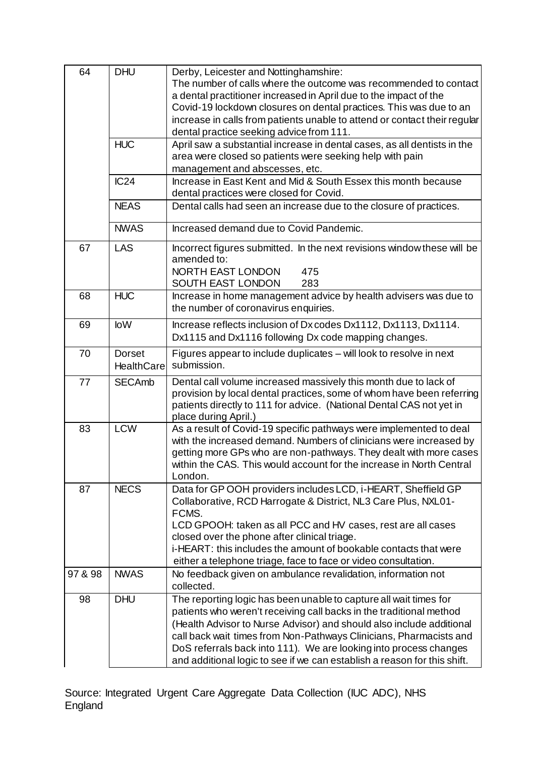| | | |
|---|---|---|
| 64 | DHU | Derby, Leicester and Nottinghamshire: The number of calls where the outcome was recommended to contact a dental practitioner increased in April due to the impact of the Covid-19 lockdown closures on dental practices. This was due to an increase in calls from patients unable to attend or contact their regular dental practice seeking advice from 111. |
| | HUC | April saw a substantial increase in dental cases, as all dentists in the area were closed so patients were seeking help with pain management and abscesses, etc. |
| | IC24 | Increase in East Kent and Mid & South Essex this month because dental practices were closed for Covid. |
| | NEAS | Dental calls had seen an increase due to the closure of practices. |
| | NWAS | Increased demand due to Covid Pandemic. |
| 67 | LAS | Incorrect figures submitted. In the next revisions window these will be amended to:<br>NORTH EAST LONDON 475<br>SOUTH EAST LONDON 283 |
| 68 | HUC | Increase in home management advice by health advisers was due to the number of coronavirus enquiries. |
| 69 | IoW | Increase reflects inclusion of Dx codes Dx1112, Dx1113, Dx1114. Dx1115 and Dx1116 following Dx code mapping changes. |
| 70 | Dorset HealthCare | Figures appear to include duplicates – will look to resolve in next submission. |
| 77 | SECAmb | Dental call volume increased massively this month due to lack of provision by local dental practices, some of whom have been referring patients directly to 111 for advice. (National Dental CAS not yet in place during April.) |
| 83 | LCW | As a result of Covid-19 specific pathways were implemented to deal with the increased demand. Numbers of clinicians were increased by getting more GPs who are non-pathways. They dealt with more cases within the CAS. This would account for the increase in North Central London. |
| 87 | NECS | Data for GP OOH providers includes LCD, i-HEART, Sheffield GP Collaborative, RCD Harrogate & District, NL3 Care Plus, NXL01-FCMS.<br>LCD GPOOH: taken as all PCC and HV cases, rest are all cases closed over the phone after clinical triage.<br>i-HEART: this includes the amount of bookable contacts that were either a telephone triage, face to face or video consultation. |
| 97 & 98 | NWAS | No feedback given on ambulance revalidation, information not collected. |
| 98 | DHU | The reporting logic has been unable to capture all wait times for patients who weren't receiving call backs in the traditional method (Health Advisor to Nurse Advisor) and should also include additional call back wait times from Non-Pathways Clinicians, Pharmacists and DoS referrals back into 111). We are looking into process changes and additional logic to see if we can establish a reason for this shift. |

Source: Integrated Urgent Care Aggregate Data Collection (IUC ADC), NHS England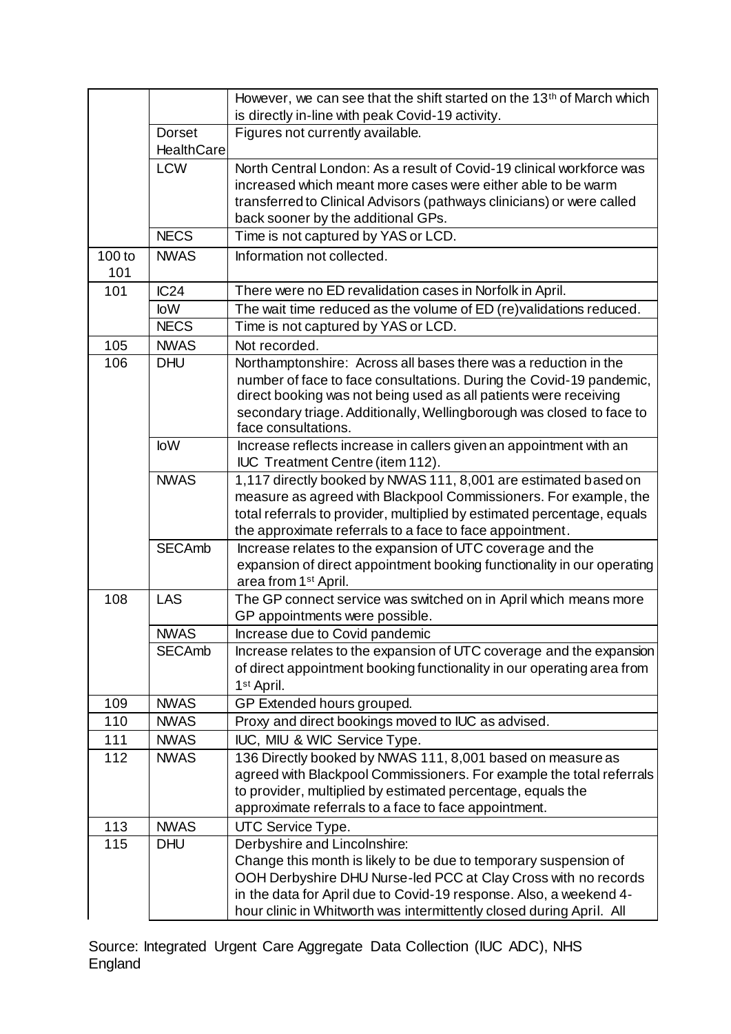| | | |
|---|---|---|
| | | However, we can see that the shift started on the 13th of March which is directly in-line with peak Covid-19 activity. |
| | Dorset HealthCare | Figures not currently available. |
| | LCW | North Central London: As a result of Covid-19 clinical workforce was increased which meant more cases were either able to be warm transferred to Clinical Advisors (pathways clinicians) or were called back sooner by the additional GPs. |
| | NECS | Time is not captured by YAS or LCD. |
| 100 to 101 | NWAS | Information not collected. |
| 101 | IC24 | There were no ED revalidation cases in Norfolk in April. |
| | IoW | The wait time reduced as the volume of ED (re)validations reduced. |
| | NECS | Time is not captured by YAS or LCD. |
| 105 | NWAS | Not recorded. |
| 106 | DHU | Northamptonshire: Across all bases there was a reduction in the number of face to face consultations. During the Covid-19 pandemic, direct booking was not being used as all patients were receiving secondary triage. Additionally, Wellingborough was closed to face to face consultations. |
| | IoW | Increase reflects increase in callers given an appointment with an IUC Treatment Centre (item 112). |
| | NWAS | 1,117 directly booked by NWAS 111, 8,001 are estimated based on measure as agreed with Blackpool Commissioners. For example, the total referrals to provider, multiplied by estimated percentage, equals the approximate referrals to a face to face appointment. |
| | SECAmb | Increase relates to the expansion of UTC coverage and the expansion of direct appointment booking functionality in our operating area from 1st April. |
| 108 | LAS | The GP connect service was switched on in April which means more GP appointments were possible. |
| | NWAS | Increase due to Covid pandemic |
| | SECAmb | Increase relates to the expansion of UTC coverage and the expansion of direct appointment booking functionality in our operating area from 1st April. |
| 109 | NWAS | GP Extended hours grouped. |
| 110 | NWAS | Proxy and direct bookings moved to IUC as advised. |
| 111 | NWAS | IUC, MIU & WIC Service Type. |
| 112 | NWAS | 136 Directly booked by NWAS 111, 8,001 based on measure as agreed with Blackpool Commissioners. For example the total referrals to provider, multiplied by estimated percentage, equals the approximate referrals to a face to face appointment. |
| 113 | NWAS | UTC Service Type. |
| 115 | DHU | Derbyshire and Lincolnshire: Change this month is likely to be due to temporary suspension of OOH Derbyshire DHU Nurse-led PCC at Clay Cross with no records in the data for April due to Covid-19 response. Also, a weekend 4-hour clinic in Whitworth was intermittently closed during April. All |

Source: Integrated Urgent Care Aggregate Data Collection (IUC ADC), NHS England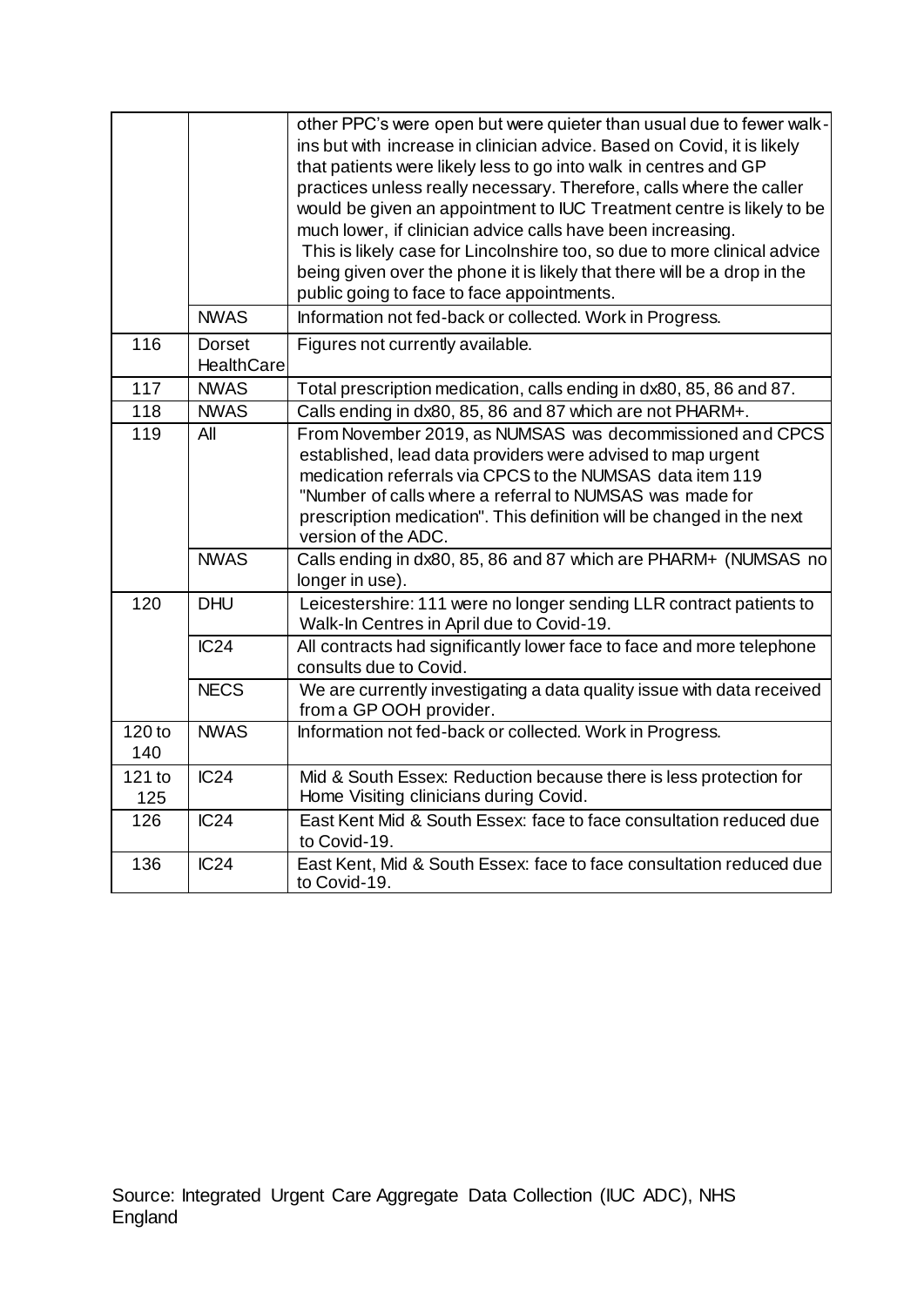| | | |
|---|---|---|
| | | other PPC's were open but were quieter than usual due to fewer walk-ins but with increase in clinician advice. Based on Covid, it is likely that patients were likely less to go into walk in centres and GP practices unless really necessary. Therefore, calls where the caller would be given an appointment to IUC Treatment centre is likely to be much lower, if clinician advice calls have been increasing. This is likely case for Lincolnshire too, so due to more clinical advice being given over the phone it is likely that there will be a drop in the public going to face to face appointments. |
| | NWAS | Information not fed-back or collected. Work in Progress. |
| 116 | Dorset HealthCare | Figures not currently available. |
| 117 | NWAS | Total prescription medication, calls ending in dx80, 85, 86 and 87. |
| 118 | NWAS | Calls ending in dx80, 85, 86 and 87 which are not PHARM+. |
| 119 | All | From November 2019, as NUMSAS was decommissioned and CPCS established, lead data providers were advised to map urgent medication referrals via CPCS to the NUMSAS data item 119 "Number of calls where a referral to NUMSAS was made for prescription medication". This definition will be changed in the next version of the ADC. |
| | NWAS | Calls ending in dx80, 85, 86 and 87 which are PHARM+ (NUMSAS no longer in use). |
| 120 | DHU | Leicestershire: 111 were no longer sending LLR contract patients to Walk-In Centres in April due to Covid-19. |
| | IC24 | All contracts had significantly lower face to face and more telephone consults due to Covid. |
| | NECS | We are currently investigating a data quality issue with data received from a GP OOH provider. |
| 120 to 140 | NWAS | Information not fed-back or collected. Work in Progress. |
| 121 to 125 | IC24 | Mid & South Essex: Reduction because there is less protection for Home Visiting clinicians during Covid. |
| 126 | IC24 | East Kent Mid & South Essex: face to face consultation reduced due to Covid-19. |
| 136 | IC24 | East Kent, Mid & South Essex: face to face consultation reduced due to Covid-19. |

Source: Integrated Urgent Care Aggregate Data Collection (IUC ADC), NHS England